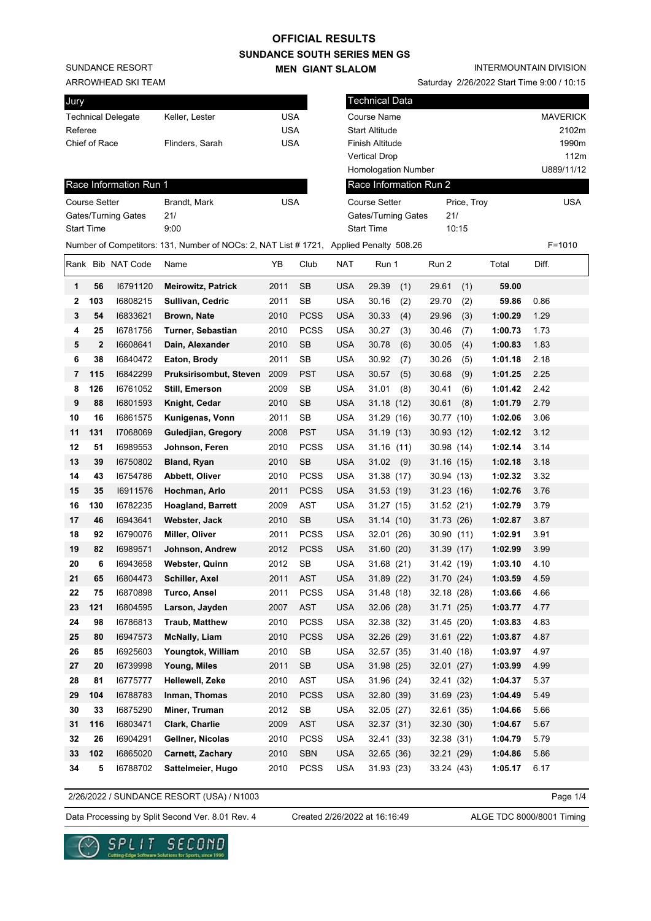# OFFICIAL RESULTS

## SUNDANCE SOUTH SERIES MEN GS

### MEN GIANT SLALOM

SUNDANCE RESORT
ARROWHEAD SKI TEAM

INTERMOUNTAIN DIVISION
Saturday 2/26/2022 Start Time 9:00 / 10:15

| Jury | | |
|---|---|---|
| Technical Delegate | Keller, Lester | USA |
| Referee | | USA |
| Chief of Race | Flinders, Sarah | USA |

| Technical Data | |
|---|---|
| Course Name | MAVERICK |
| Start Altitude | 2102m |
| Finish Altitude | 1990m |
| Vertical Drop | 112m |
| Homologation Number | U889/11/12 |

| Race Information Run 1 | | |
|---|---|---|
| Course Setter | Brandt, Mark | USA |
| Gates/Turning Gates | 21/ | |
| Start Time | 9:00 | |

| Race Information Run 2 | | |
|---|---|---|
| Course Setter | Price, Troy | USA |
| Gates/Turning Gates | 21/ | |
| Start Time | 10:15 | |

Number of Competitors: 131, Number of NOCs: 2, NAT List # 1721, Applied Penalty 508.26 F=1010

| Rank | Bib | NAT Code | Name | YB | Club | NAT | Run 1 | Run 2 | Total | Diff. |
|---|---|---|---|---|---|---|---|---|---|---|
| 1 | 56 | I6791120 | **Meirowitz, Patrick** | 2011 | SB | USA | 29.39 (1) | 29.61 (1) | **59.00** | |
| 2 | 103 | I6808215 | **Sullivan, Cedric** | 2011 | SB | USA | 30.16 (2) | 29.70 (2) | **59.86** | 0.86 |
| 3 | 54 | I6833621 | **Brown, Nate** | 2010 | PCSS | USA | 30.33 (4) | 29.96 (3) | **1:00.29** | 1.29 |
| 4 | 25 | I6781756 | **Turner, Sebastian** | 2010 | PCSS | USA | 30.27 (3) | 30.46 (7) | **1:00.73** | 1.73 |
| 5 | 2 | I6608641 | **Dain, Alexander** | 2010 | SB | USA | 30.78 (6) | 30.05 (4) | **1:00.83** | 1.83 |
| 6 | 38 | I6840472 | **Eaton, Brody** | 2011 | SB | USA | 30.92 (7) | 30.26 (5) | **1:01.18** | 2.18 |
| 7 | 115 | I6842299 | **Pruksirisombut, Steven** | 2009 | PST | USA | 30.57 (5) | 30.68 (9) | **1:01.25** | 2.25 |
| 8 | 126 | I6761052 | **Still, Emerson** | 2009 | SB | USA | 31.01 (8) | 30.41 (6) | **1:01.42** | 2.42 |
| 9 | 88 | I6801593 | **Knight, Cedar** | 2010 | SB | USA | 31.18 (12) | 30.61 (8) | **1:01.79** | 2.79 |
| 10 | 16 | I6861575 | **Kunigenas, Vonn** | 2011 | SB | USA | 31.29 (16) | 30.77 (10) | **1:02.06** | 3.06 |
| 11 | 131 | I7068069 | **Guledjian, Gregory** | 2008 | PST | USA | 31.19 (13) | 30.93 (12) | **1:02.12** | 3.12 |
| 12 | 51 | I6989553 | **Johnson, Feren** | 2010 | PCSS | USA | 31.16 (11) | 30.98 (14) | **1:02.14** | 3.14 |
| 13 | 39 | I6750802 | **Bland, Ryan** | 2010 | SB | USA | 31.02 (9) | 31.16 (15) | **1:02.18** | 3.18 |
| 14 | 43 | I6754786 | **Abbett, Oliver** | 2010 | PCSS | USA | 31.38 (17) | 30.94 (13) | **1:02.32** | 3.32 |
| 15 | 35 | I6911576 | **Hochman, Arlo** | 2011 | PCSS | USA | 31.53 (19) | 31.23 (16) | **1:02.76** | 3.76 |
| 16 | 130 | I6782235 | **Hoagland, Barrett** | 2009 | AST | USA | 31.27 (15) | 31.52 (21) | **1:02.79** | 3.79 |
| 17 | 46 | I6943641 | **Webster, Jack** | 2010 | SB | USA | 31.14 (10) | 31.73 (26) | **1:02.87** | 3.87 |
| 18 | 92 | I6790076 | **Miller, Oliver** | 2011 | PCSS | USA | 32.01 (26) | 30.90 (11) | **1:02.91** | 3.91 |
| 19 | 82 | I6989571 | **Johnson, Andrew** | 2012 | PCSS | USA | 31.60 (20) | 31.39 (17) | **1:02.99** | 3.99 |
| 20 | 6 | I6943658 | **Webster, Quinn** | 2012 | SB | USA | 31.68 (21) | 31.42 (19) | **1:03.10** | 4.10 |
| 21 | 65 | I6804473 | **Schiller, Axel** | 2011 | AST | USA | 31.89 (22) | 31.70 (24) | **1:03.59** | 4.59 |
| 22 | 75 | I6870898 | **Turco, Ansel** | 2011 | PCSS | USA | 31.48 (18) | 32.18 (28) | **1:03.66** | 4.66 |
| 23 | 121 | I6804595 | **Larson, Jayden** | 2007 | AST | USA | 32.06 (28) | 31.71 (25) | **1:03.77** | 4.77 |
| 24 | 98 | I6786813 | **Traub, Matthew** | 2010 | PCSS | USA | 32.38 (32) | 31.45 (20) | **1:03.83** | 4.83 |
| 25 | 80 | I6947573 | **McNally, Liam** | 2010 | PCSS | USA | 32.26 (29) | 31.61 (22) | **1:03.87** | 4.87 |
| 26 | 85 | I6925603 | **Youngtok, William** | 2010 | SB | USA | 32.57 (35) | 31.40 (18) | **1:03.97** | 4.97 |
| 27 | 20 | I6739998 | **Young, Miles** | 2011 | SB | USA | 31.98 (25) | 32.01 (27) | **1:03.99** | 4.99 |
| 28 | 81 | I6775777 | **Hellewell, Zeke** | 2010 | AST | USA | 31.96 (24) | 32.41 (32) | **1:04.37** | 5.37 |
| 29 | 104 | I6788783 | **Inman, Thomas** | 2010 | PCSS | USA | 32.80 (39) | 31.69 (23) | **1:04.49** | 5.49 |
| 30 | 33 | I6875290 | **Miner, Truman** | 2012 | SB | USA | 32.05 (27) | 32.61 (35) | **1:04.66** | 5.66 |
| 31 | 116 | I6803471 | **Clark, Charlie** | 2009 | AST | USA | 32.37 (31) | 32.30 (30) | **1:04.67** | 5.67 |
| 32 | 26 | I6904291 | **Gellner, Nicolas** | 2010 | PCSS | USA | 32.41 (33) | 32.38 (31) | **1:04.79** | 5.79 |
| 33 | 102 | I6865020 | **Carnett, Zachary** | 2010 | SBN | USA | 32.65 (36) | 32.21 (29) | **1:04.86** | 5.86 |
| 34 | 5 | I6788702 | **Sattelmeier, Hugo** | 2010 | PCSS | USA | 31.93 (23) | 33.24 (43) | **1:05.17** | 6.17 |

2/26/2022 / SUNDANCE RESORT (USA) / N1003

Data Processing by Split Second Ver. 8.01 Rev. 4 Created 2/26/2022 at 16:16:49 ALGE TDC 8000/8001 Timing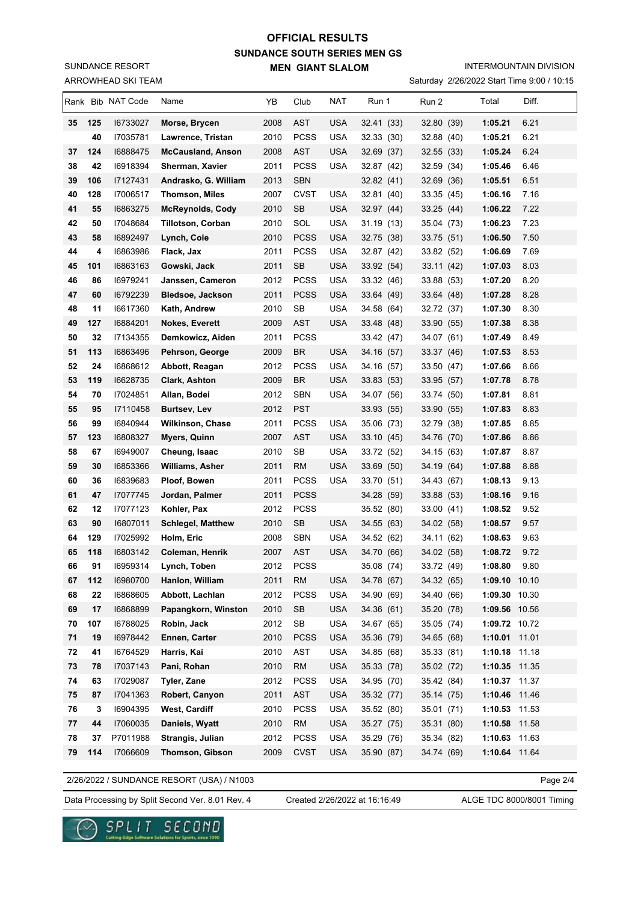# OFFICIAL RESULTS
## SUNDANCE SOUTH SERIES MEN GS
### MEN GIANT SLALOM

SUNDANCE RESORT
ARROWHEAD SKI TEAM

INTERMOUNTAIN DIVISION
Saturday 2/26/2022 Start Time 9:00 / 10:15

| Rank | Bib | NAT Code | Name | YB | Club | NAT | Run 1 | Run 2 | Total | Diff. |
|---|---|---|---|---|---|---|---|---|---|---|
| 35 | 125 | I6733027 | **Morse, Brycen** | 2008 | AST | USA | 32.41 (33) | 32.80 (39) | **1:05.21** | 6.21 |
| | 40 | I7035781 | **Lawrence, Tristan** | 2010 | PCSS | USA | 32.33 (30) | 32.88 (40) | **1:05.21** | 6.21 |
| 37 | 124 | I6888475 | **McCausland, Anson** | 2008 | AST | USA | 32.69 (37) | 32.55 (33) | **1:05.24** | 6.24 |
| 38 | 42 | I6918394 | **Sherman, Xavier** | 2011 | PCSS | USA | 32.87 (42) | 32.59 (34) | **1:05.46** | 6.46 |
| 39 | 106 | I7127431 | **Andrasko, G. William** | 2013 | SBN | | 32.82 (41) | 32.69 (36) | **1:05.51** | 6.51 |
| 40 | 128 | I7006517 | **Thomson, Miles** | 2007 | CVST | USA | 32.81 (40) | 33.35 (45) | **1:06.16** | 7.16 |
| 41 | 55 | I6863275 | **McReynolds, Cody** | 2010 | SB | USA | 32.97 (44) | 33.25 (44) | **1:06.22** | 7.22 |
| 42 | 50 | I7048684 | **Tillotson, Corban** | 2010 | SOL | USA | 31.19 (13) | 35.04 (73) | **1:06.23** | 7.23 |
| 43 | 58 | I6892497 | **Lynch, Cole** | 2010 | PCSS | USA | 32.75 (38) | 33.75 (51) | **1:06.50** | 7.50 |
| 44 | 4 | I6863986 | **Flack, Jax** | 2011 | PCSS | USA | 32.87 (42) | 33.82 (52) | **1:06.69** | 7.69 |
| 45 | 101 | I6863163 | **Gowski, Jack** | 2011 | SB | USA | 33.92 (54) | 33.11 (42) | **1:07.03** | 8.03 |
| 46 | 86 | I6979241 | **Janssen, Cameron** | 2012 | PCSS | USA | 33.32 (46) | 33.88 (53) | **1:07.20** | 8.20 |
| 47 | 60 | I6792239 | **Bledsoe, Jackson** | 2011 | PCSS | USA | 33.64 (49) | 33.64 (48) | **1:07.28** | 8.28 |
| 48 | 11 | I6617360 | **Kath, Andrew** | 2010 | SB | USA | 34.58 (64) | 32.72 (37) | **1:07.30** | 8.30 |
| 49 | 127 | I6884201 | **Nokes, Everett** | 2009 | AST | USA | 33.48 (48) | 33.90 (55) | **1:07.38** | 8.38 |
| 50 | 32 | I7134355 | **Demkowicz, Aiden** | 2011 | PCSS | | 33.42 (47) | 34.07 (61) | **1:07.49** | 8.49 |
| 51 | 113 | I6863496 | **Pehrson, George** | 2009 | BR | USA | 34.16 (57) | 33.37 (46) | **1:07.53** | 8.53 |
| 52 | 24 | I6868612 | **Abbott, Reagan** | 2012 | PCSS | USA | 34.16 (57) | 33.50 (47) | **1:07.66** | 8.66 |
| 53 | 119 | I6628735 | **Clark, Ashton** | 2009 | BR | USA | 33.83 (53) | 33.95 (57) | **1:07.78** | 8.78 |
| 54 | 70 | I7024851 | **Allan, Bodei** | 2012 | SBN | USA | 34.07 (56) | 33.74 (50) | **1:07.81** | 8.81 |
| 55 | 95 | I7110458 | **Burtsev, Lev** | 2012 | PST | | 33.93 (55) | 33.90 (55) | **1:07.83** | 8.83 |
| 56 | 99 | I6840944 | **Wilkinson, Chase** | 2011 | PCSS | USA | 35.06 (73) | 32.79 (38) | **1:07.85** | 8.85 |
| 57 | 123 | I6808327 | **Myers, Quinn** | 2007 | AST | USA | 33.10 (45) | 34.76 (70) | **1:07.86** | 8.86 |
| 58 | 67 | I6949007 | **Cheung, Isaac** | 2010 | SB | USA | 33.72 (52) | 34.15 (63) | **1:07.87** | 8.87 |
| 59 | 30 | I6853366 | **Williams, Asher** | 2011 | RM | USA | 33.69 (50) | 34.19 (64) | **1:07.88** | 8.88 |
| 60 | 36 | I6839683 | **Ploof, Bowen** | 2011 | PCSS | USA | 33.70 (51) | 34.43 (67) | **1:08.13** | 9.13 |
| 61 | 47 | I7077745 | **Jordan, Palmer** | 2011 | PCSS | | 34.28 (59) | 33.88 (53) | **1:08.16** | 9.16 |
| 62 | 12 | I7077123 | **Kohler, Pax** | 2012 | PCSS | | 35.52 (80) | 33.00 (41) | **1:08.52** | 9.52 |
| 63 | 90 | I6807011 | **Schlegel, Matthew** | 2010 | SB | USA | 34.55 (63) | 34.02 (58) | **1:08.57** | 9.57 |
| 64 | 129 | I7025992 | **Holm, Eric** | 2008 | SBN | USA | 34.52 (62) | 34.11 (62) | **1:08.63** | 9.63 |
| 65 | 118 | I6803142 | **Coleman, Henrik** | 2007 | AST | USA | 34.70 (66) | 34.02 (58) | **1:08.72** | 9.72 |
| 66 | 91 | I6959314 | **Lynch, Toben** | 2012 | PCSS | | 35.08 (74) | 33.72 (49) | **1:08.80** | 9.80 |
| 67 | 112 | I6980700 | **Hanlon, William** | 2011 | RM | USA | 34.78 (67) | 34.32 (65) | **1:09.10** | 10.10 |
| 68 | 22 | I6868605 | **Abbott, Lachlan** | 2012 | PCSS | USA | 34.90 (69) | 34.40 (66) | **1:09.30** | 10.30 |
| 69 | 17 | I6868899 | **Papangkorn, Winston** | 2010 | SB | USA | 34.36 (61) | 35.20 (78) | **1:09.56** | 10.56 |
| 70 | 107 | I6788025 | **Robin, Jack** | 2012 | SB | USA | 34.67 (65) | 35.05 (74) | **1:09.72** | 10.72 |
| 71 | 19 | I6978442 | **Ennen, Carter** | 2010 | PCSS | USA | 35.36 (79) | 34.65 (68) | **1:10.01** | 11.01 |
| 72 | 41 | I6764529 | **Harris, Kai** | 2010 | AST | USA | 34.85 (68) | 35.33 (81) | **1:10.18** | 11.18 |
| 73 | 78 | I7037143 | **Pani, Rohan** | 2010 | RM | USA | 35.33 (78) | 35.02 (72) | **1:10.35** | 11.35 |
| 74 | 63 | I7029087 | **Tyler, Zane** | 2012 | PCSS | USA | 34.95 (70) | 35.42 (84) | **1:10.37** | 11.37 |
| 75 | 87 | I7041363 | **Robert, Canyon** | 2011 | AST | USA | 35.32 (77) | 35.14 (75) | **1:10.46** | 11.46 |
| 76 | 3 | I6904395 | **West, Cardiff** | 2010 | PCSS | USA | 35.52 (80) | 35.01 (71) | **1:10.53** | 11.53 |
| 77 | 44 | I7060035 | **Daniels, Wyatt** | 2010 | RM | USA | 35.27 (75) | 35.31 (80) | **1:10.58** | 11.58 |
| 78 | 37 | P7011988 | **Strangis, Julian** | 2012 | PCSS | USA | 35.29 (76) | 35.34 (82) | **1:10.63** | 11.63 |
| 79 | 114 | I7066609 | **Thomson, Gibson** | 2009 | CVST | USA | 35.90 (87) | 34.74 (69) | **1:10.64** | 11.64 |

2/26/2022 / SUNDANCE RESORT (USA) / N1003

Data Processing by Split Second Ver. 8.01 Rev. 4 — Created 2/26/2022 at 16:16:49 — ALGE TDC 8000/8001 Timing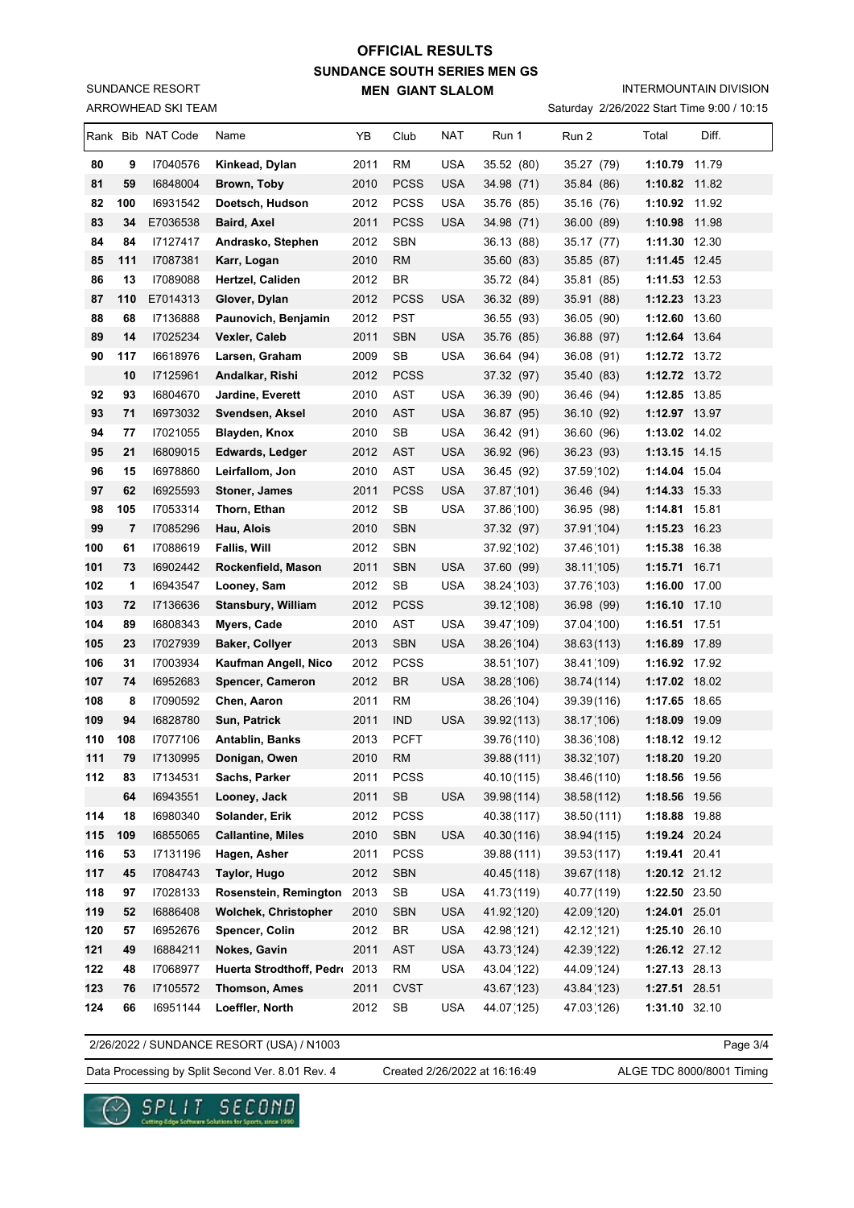# OFFICIAL RESULTS

## SUNDANCE SOUTH SERIES MEN GS

### MEN GIANT SLALOM

SUNDANCE RESORT
ARROWHEAD SKI TEAM

INTERMOUNTAIN DIVISION
Saturday 2/26/2022 Start Time 9:00 / 10:15

| Rank | Bib | NAT Code | Name | YB | Club | NAT | Run 1 | Run 2 | Total | Diff. |
|---|---|---|---|---|---|---|---|---|---|---|
| 80 | 9 | I7040576 | **Kinkead, Dylan** | 2011 | RM | USA | 35.52 (80) | 35.27 (79) | **1:10.79** | 11.79 |
| 81 | 59 | I6848004 | **Brown, Toby** | 2010 | PCSS | USA | 34.98 (71) | 35.84 (86) | **1:10.82** | 11.82 |
| 82 | 100 | I6931542 | **Doetsch, Hudson** | 2012 | PCSS | USA | 35.76 (85) | 35.16 (76) | **1:10.92** | 11.92 |
| 83 | 34 | E7036538 | **Baird, Axel** | 2011 | PCSS | USA | 34.98 (71) | 36.00 (89) | **1:10.98** | 11.98 |
| 84 | 84 | I7127417 | **Andrasko, Stephen** | 2012 | SBN | | 36.13 (88) | 35.17 (77) | **1:11.30** | 12.30 |
| 85 | 111 | I7087381 | **Karr, Logan** | 2010 | RM | | 35.60 (83) | 35.85 (87) | **1:11.45** | 12.45 |
| 86 | 13 | I7089088 | **Hertzel, Caliden** | 2012 | BR | | 35.72 (84) | 35.81 (85) | **1:11.53** | 12.53 |
| 87 | 110 | E7014313 | **Glover, Dylan** | 2012 | PCSS | USA | 36.32 (89) | 35.91 (88) | **1:12.23** | 13.23 |
| 88 | 68 | I7136888 | **Paunovich, Benjamin** | 2012 | PST | | 36.55 (93) | 36.05 (90) | **1:12.60** | 13.60 |
| 89 | 14 | I7025234 | **Vexler, Caleb** | 2011 | SBN | USA | 35.76 (85) | 36.88 (97) | **1:12.64** | 13.64 |
| 90 | 117 | I6618976 | **Larsen, Graham** | 2009 | SB | USA | 36.64 (94) | 36.08 (91) | **1:12.72** | 13.72 |
| | 10 | I7125961 | **Andalkar, Rishi** | 2012 | PCSS | | 37.32 (97) | 35.40 (83) | **1:12.72** | 13.72 |
| 92 | 93 | I6804670 | **Jardine, Everett** | 2010 | AST | USA | 36.39 (90) | 36.46 (94) | **1:12.85** | 13.85 |
| 93 | 71 | I6973032 | **Svendsen, Aksel** | 2010 | AST | USA | 36.87 (95) | 36.10 (92) | **1:12.97** | 13.97 |
| 94 | 77 | I7021055 | **Blayden, Knox** | 2010 | SB | USA | 36.42 (91) | 36.60 (96) | **1:13.02** | 14.02 |
| 95 | 21 | I6809015 | **Edwards, Ledger** | 2012 | AST | USA | 36.92 (96) | 36.23 (93) | **1:13.15** | 14.15 |
| 96 | 15 | I6978860 | **Leirfallom, Jon** | 2010 | AST | USA | 36.45 (92) | 37.59 (102) | **1:14.04** | 15.04 |
| 97 | 62 | I6925593 | **Stoner, James** | 2011 | PCSS | USA | 37.87 (101) | 36.46 (94) | **1:14.33** | 15.33 |
| 98 | 105 | I7053314 | **Thorn, Ethan** | 2012 | SB | USA | 37.86 (100) | 36.95 (98) | **1:14.81** | 15.81 |
| 99 | 7 | I7085296 | **Hau, Alois** | 2010 | SBN | | 37.32 (97) | 37.91 (104) | **1:15.23** | 16.23 |
| 100 | 61 | I7088619 | **Fallis, Will** | 2012 | SBN | | 37.92 (102) | 37.46 (101) | **1:15.38** | 16.38 |
| 101 | 73 | I6902442 | **Rockenfield, Mason** | 2011 | SBN | USA | 37.60 (99) | 38.11 (105) | **1:15.71** | 16.71 |
| 102 | 1 | I6943547 | **Looney, Sam** | 2012 | SB | USA | 38.24 (103) | 37.76 (103) | **1:16.00** | 17.00 |
| 103 | 72 | I7136636 | **Stansbury, William** | 2012 | PCSS | | 39.12 (108) | 36.98 (99) | **1:16.10** | 17.10 |
| 104 | 89 | I6808343 | **Myers, Cade** | 2010 | AST | USA | 39.47 (109) | 37.04 (100) | **1:16.51** | 17.51 |
| 105 | 23 | I7027939 | **Baker, Collyer** | 2013 | SBN | USA | 38.26 (104) | 38.63 (113) | **1:16.89** | 17.89 |
| 106 | 31 | I7003934 | **Kaufman Angell, Nico** | 2012 | PCSS | | 38.51 (107) | 38.41 (109) | **1:16.92** | 17.92 |
| 107 | 74 | I6952683 | **Spencer, Cameron** | 2012 | BR | USA | 38.28 (106) | 38.74 (114) | **1:17.02** | 18.02 |
| 108 | 8 | I7090592 | **Chen, Aaron** | 2011 | RM | | 38.26 (104) | 39.39 (116) | **1:17.65** | 18.65 |
| 109 | 94 | I6828780 | **Sun, Patrick** | 2011 | IND | USA | 39.92 (113) | 38.17 (106) | **1:18.09** | 19.09 |
| 110 | 108 | I7077106 | **Antablin, Banks** | 2013 | PCFT | | 39.76 (110) | 38.36 (108) | **1:18.12** | 19.12 |
| 111 | 79 | I7130995 | **Donigan, Owen** | 2010 | RM | | 39.88 (111) | 38.32 (107) | **1:18.20** | 19.20 |
| 112 | 83 | I7134531 | **Sachs, Parker** | 2011 | PCSS | | 40.10 (115) | 38.46 (110) | **1:18.56** | 19.56 |
| | 64 | I6943551 | **Looney, Jack** | 2011 | SB | USA | 39.98 (114) | 38.58 (112) | **1:18.56** | 19.56 |
| 114 | 18 | I6980340 | **Solander, Erik** | 2012 | PCSS | | 40.38 (117) | 38.50 (111) | **1:18.88** | 19.88 |
| 115 | 109 | I6855065 | **Callantine, Miles** | 2010 | SBN | USA | 40.30 (116) | 38.94 (115) | **1:19.24** | 20.24 |
| 116 | 53 | I7131196 | **Hagen, Asher** | 2011 | PCSS | | 39.88 (111) | 39.53 (117) | **1:19.41** | 20.41 |
| 117 | 45 | I7084743 | **Taylor, Hugo** | 2012 | SBN | | 40.45 (118) | 39.67 (118) | **1:20.12** | 21.12 |
| 118 | 97 | I7028133 | **Rosenstein, Remington** | 2013 | SB | USA | 41.73 (119) | 40.77 (119) | **1:22.50** | 23.50 |
| 119 | 52 | I6886408 | **Wolchek, Christopher** | 2010 | SBN | USA | 41.92 (120) | 42.09 (120) | **1:24.01** | 25.01 |
| 120 | 57 | I6952676 | **Spencer, Colin** | 2012 | BR | USA | 42.98 (121) | 42.12 (121) | **1:25.10** | 26.10 |
| 121 | 49 | I6884211 | **Nokes, Gavin** | 2011 | AST | USA | 43.73 (124) | 42.39 (122) | **1:26.12** | 27.12 |
| 122 | 48 | I7068977 | **Huerta Strodthoff, Pedro** | 2013 | RM | USA | 43.04 (122) | 44.09 (124) | **1:27.13** | 28.13 |
| 123 | 76 | I7105572 | **Thomson, Ames** | 2011 | CVST | | 43.67 (123) | 43.84 (123) | **1:27.51** | 28.51 |
| 124 | 66 | I6951144 | **Loeffler, North** | 2012 | SB | USA | 44.07 (125) | 47.03 (126) | **1:31.10** | 32.10 |

2/26/2022 / SUNDANCE RESORT (USA) / N1003

Data Processing by Split Second Ver. 8.01 Rev. 4 — Created 2/26/2022 at 16:16:49 — ALGE TDC 8000/8001 Timing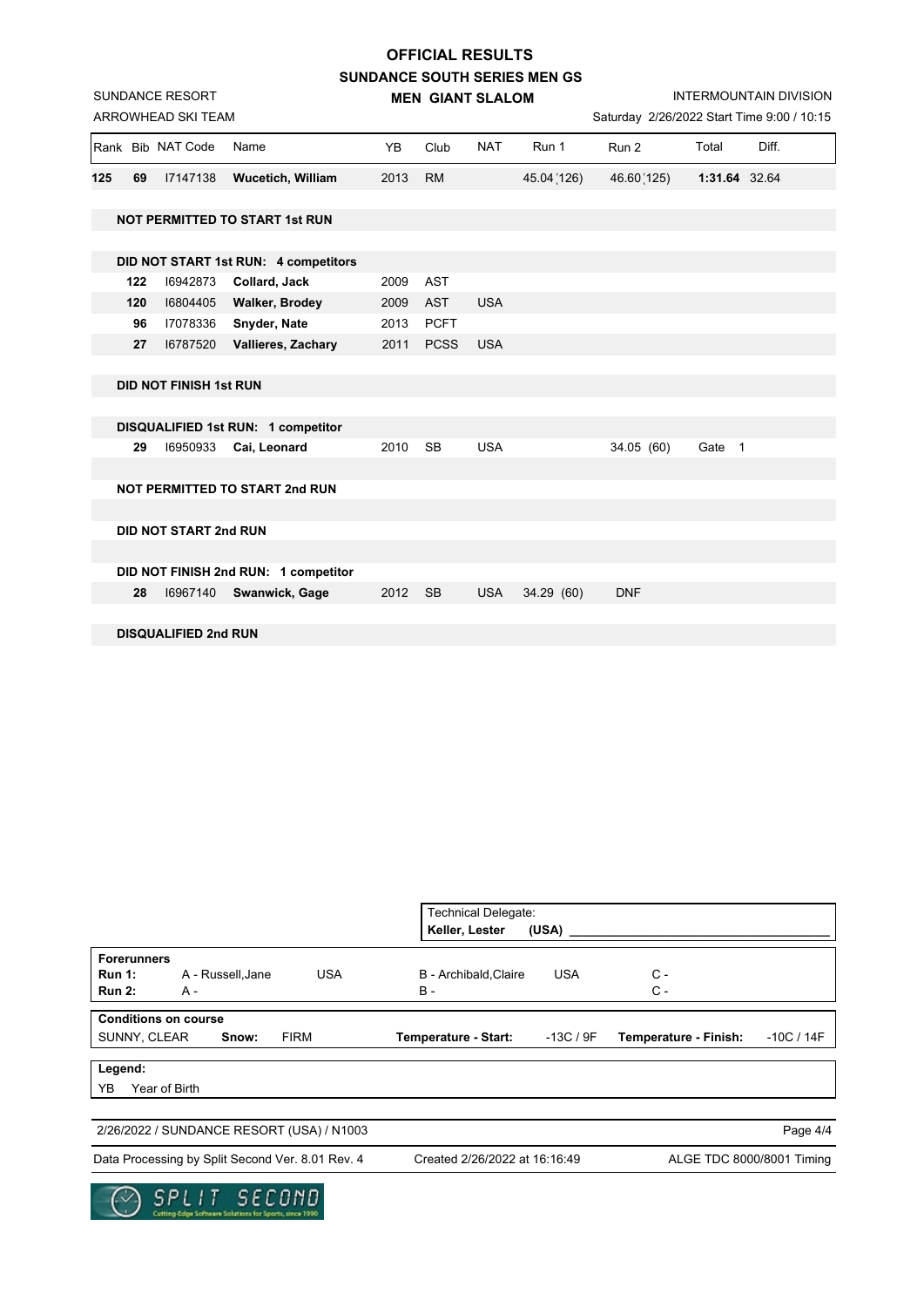# OFFICIAL RESULTS
## SUNDANCE SOUTH SERIES MEN GS
### MEN GIANT SLALOM

SUNDANCE RESORT
ARROWHEAD SKI TEAM

INTERMOUNTAIN DIVISION
Saturday 2/26/2022 Start Time 9:00 / 10:15

| Rank | Bib | NAT Code | Name | YB | Club | NAT | Run 1 | Run 2 | Total | Diff. |
|---|---|---|---|---|---|---|---|---|---|---|
| **125** | **69** | I7147138 | **Wucetich, William** | 2013 | RM | | 45.04 (126) | 46.60 (125) | **1:31.64** | 32.64 |
| | | | **NOT PERMITTED TO START 1st RUN** | | | | | | | |
| | | | **DID NOT START 1st RUN: 4 competitors** | | | | | | | |
| | **122** | I6942873 | **Collard, Jack** | 2009 | AST | | | | | |
| | **120** | I6804405 | **Walker, Brodey** | 2009 | AST | USA | | | | |
| | **96** | I7078336 | **Snyder, Nate** | 2013 | PCFT | | | | | |
| | **27** | I6787520 | **Vallieres, Zachary** | 2011 | PCSS | USA | | | | |
| | | | **DID NOT FINISH 1st RUN** | | | | | | | |
| | | | **DISQUALIFIED 1st RUN: 1 competitor** | | | | | | | |
| | **29** | I6950933 | **Cai, Leonard** | 2010 | SB | USA | | 34.05 (60) | Gate 1 | |
| | | | **NOT PERMITTED TO START 2nd RUN** | | | | | | | |
| | | | **DID NOT START 2nd RUN** | | | | | | | |
| | | | **DID NOT FINISH 2nd RUN: 1 competitor** | | | | | | | |
| | **28** | I6967140 | **Swanwick, Gage** | 2012 | SB | USA | 34.29 (60) | DNF | | |
| | | | **DISQUALIFIED 2nd RUN** | | | | | | | |

Technical Delegate:
**Keller, Lester (USA)**

| **Forerunners** | | | | | |
|---|---|---|---|---|---|
| **Run 1:** | A - Russell,Jane | USA | B - Archibald,Claire | USA | C - |
| **Run 2:** | A - | | B - | | C - |

**Conditions on course**
SUNNY, CLEAR **Snow:** FIRM **Temperature - Start:** -13C / 9F **Temperature - Finish:** -10C / 14F

**Legend:**
YB Year of Birth

2/26/2022 / SUNDANCE RESORT (USA) / N1003

Data Processing by Split Second Ver. 8.01 Rev. 4 Created 2/26/2022 at 16:16:49 ALGE TDC 8000/8001 Timing